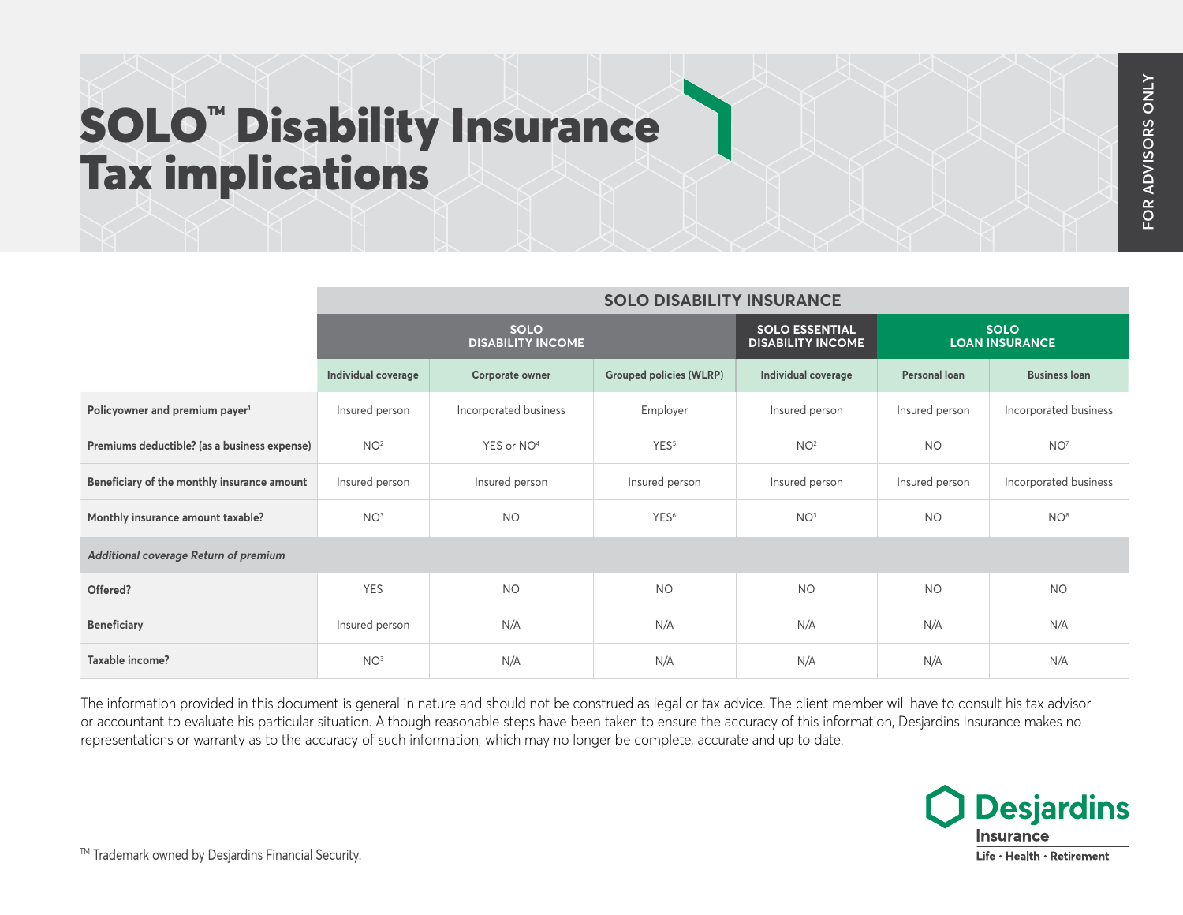FOR ADVISORS ONLY

# SOLO™ Disability Insurance Tax implications

| | SOLO DISABILITY INSURANCE | | | | | |
|---|---|---|---|---|---|---|
| | SOLO DISABILITY INCOME | | | SOLO ESSENTIAL DISABILITY INCOME | SOLO LOAN INSURANCE | |
| | Individual coverage | Corporate owner | Grouped policies (WLRP) | Individual coverage | Personal loan | Business loan |
| **Policyowner and premium payer**[1] | Insured person | Incorporated business | Employer | Insured person | Insured person | Incorporated business |
| **Premiums deductible? (as a business expense)** | NO[2] | YES or NO[4] | YES[5] | NO[2] | NO | NO[7] |
| **Beneficiary of the monthly insurance amount** | Insured person | Insured person | Insured person | Insured person | Insured person | Incorporated business |
| **Monthly insurance amount taxable?** | NO[3] | NO | YES[6] | NO[3] | NO | NO[8] |
| ***Additional coverage Return of premium*** | | | | | | |
| **Offered?** | YES | NO | NO | NO | NO | NO |
| **Beneficiary** | Insured person | N/A | N/A | N/A | N/A | N/A |
| **Taxable income?** | NO[3] | N/A | N/A | N/A | N/A | N/A |

The information provided in this document is general in nature and should not be construed as legal or tax advice. The client member will have to consult his tax advisor or accountant to evaluate his particular situation. Although reasonable steps have been taken to ensure the accuracy of this information, Desjardins Insurance makes no representations or warranty as to the accuracy of such information, which may no longer be complete, accurate and up to date.

TM Trademark owned by Desjardins Financial Security.

Desjardins Insurance
Life · Health · Retirement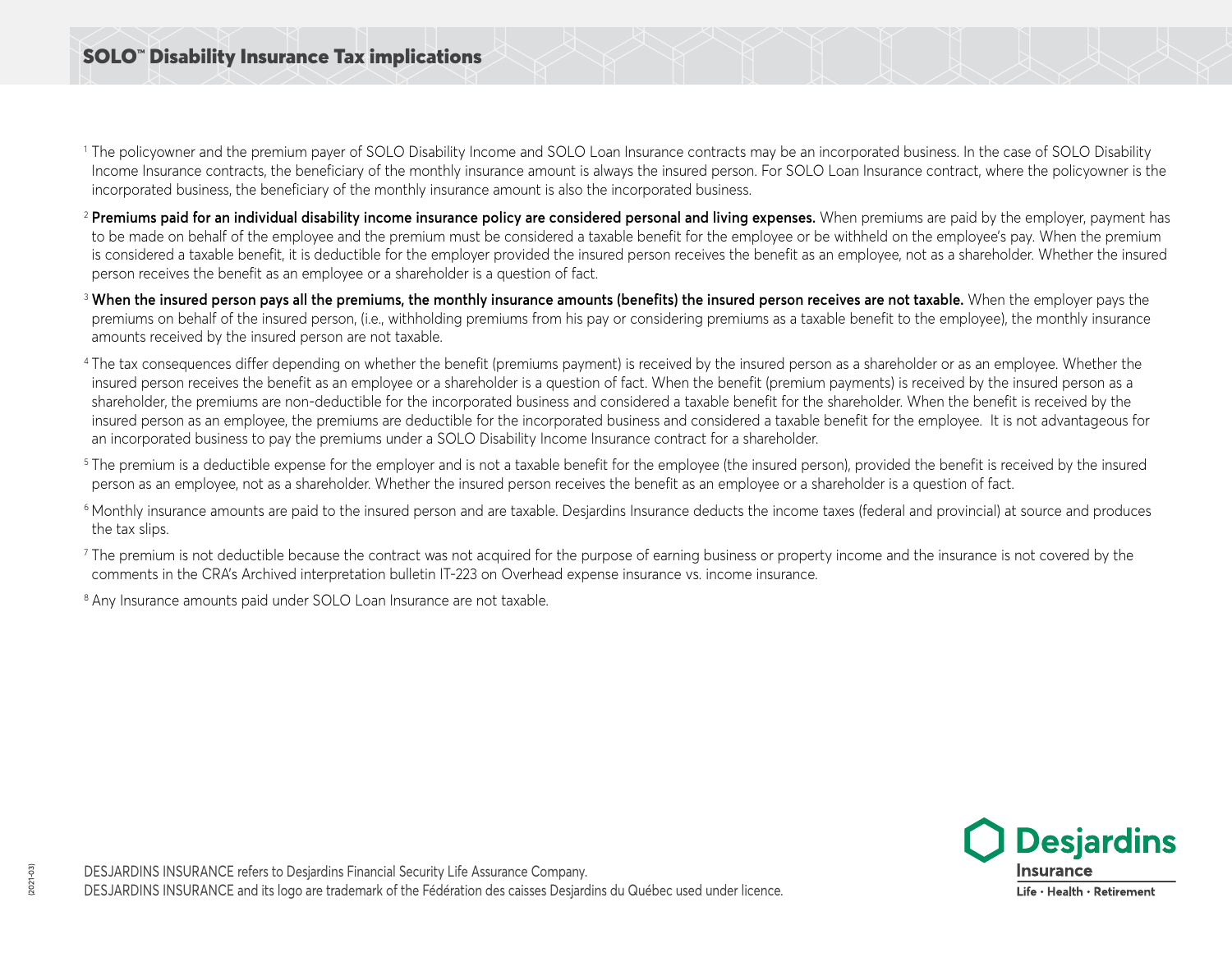## SOLO™ Disability Insurance Tax implications

[1] The policyowner and the premium payer of SOLO Disability Income and SOLO Loan Insurance contracts may be an incorporated business. In the case of SOLO Disability Income Insurance contracts, the beneficiary of the monthly insurance amount is always the insured person. For SOLO Loan Insurance contract, where the policyowner is the incorporated business, the beneficiary of the monthly insurance amount is also the incorporated business.

[2] **Premiums paid for an individual disability income insurance policy are considered personal and living expenses.** When premiums are paid by the employer, payment has to be made on behalf of the employee and the premium must be considered a taxable benefit for the employee or be withheld on the employee's pay. When the premium is considered a taxable benefit, it is deductible for the employer provided the insured person receives the benefit as an employee, not as a shareholder. Whether the insured person receives the benefit as an employee or a shareholder is a question of fact.

[3] **When the insured person pays all the premiums, the monthly insurance amounts (benefits) the insured person receives are not taxable.** When the employer pays the premiums on behalf of the insured person, (i.e., withholding premiums from his pay or considering premiums as a taxable benefit to the employee), the monthly insurance amounts received by the insured person are not taxable.

[4] The tax consequences differ depending on whether the benefit (premiums payment) is received by the insured person as a shareholder or as an employee. Whether the insured person receives the benefit as an employee or a shareholder is a question of fact. When the benefit (premium payments) is received by the insured person as a shareholder, the premiums are non-deductible for the incorporated business and considered a taxable benefit for the shareholder. When the benefit is received by the insured person as an employee, the premiums are deductible for the incorporated business and considered a taxable benefit for the employee. It is not advantageous for an incorporated business to pay the premiums under a SOLO Disability Income Insurance contract for a shareholder.

[5] The premium is a deductible expense for the employer and is not a taxable benefit for the employee (the insured person), provided the benefit is received by the insured person as an employee, not as a shareholder. Whether the insured person receives the benefit as an employee or a shareholder is a question of fact.

[6] Monthly insurance amounts are paid to the insured person and are taxable. Desjardins Insurance deducts the income taxes (federal and provincial) at source and produces the tax slips.

[7] The premium is not deductible because the contract was not acquired for the purpose of earning business or property income and the insurance is not covered by the comments in the CRA's Archived interpretation bulletin IT-223 on Overhead expense insurance vs. income insurance.

[8] Any Insurance amounts paid under SOLO Loan Insurance are not taxable.

DESJARDINS INSURANCE refers to Desjardins Financial Security Life Assurance Company.
DESJARDINS INSURANCE and its logo are trademark of the Fédération des caisses Desjardins du Québec used under licence.

(2021-03)

Desjardins Insurance
Life · Health · Retirement